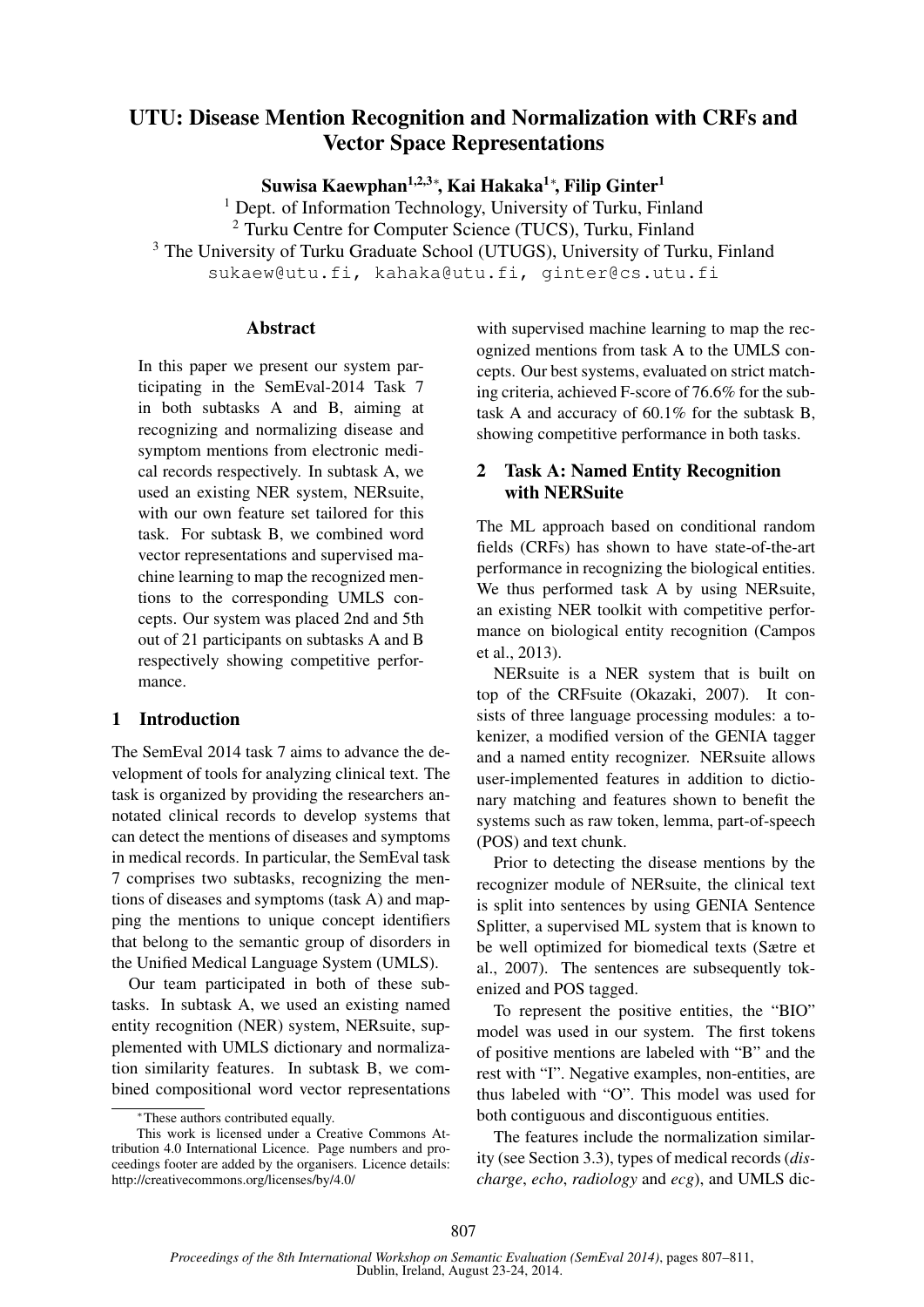# UTU: Disease Mention Recognition and Normalization with CRFs and Vector Space Representations

**Suwisa Kaewphan[1,2,3]\*, Kai Hakaka[1]\*, Filip Ginter[1]**

[1] Dept. of Information Technology, University of Turku, Finland
[2] Turku Centre for Computer Science (TUCS), Turku, Finland
[3] The University of Turku Graduate School (UTUGS), University of Turku, Finland

sukaew@utu.fi, kahaka@utu.fi, ginter@cs.utu.fi

## Abstract

In this paper we present our system participating in the SemEval-2014 Task 7 in both subtasks A and B, aiming at recognizing and normalizing disease and symptom mentions from electronic medical records respectively. In subtask A, we used an existing NER system, NERsuite, with our own feature set tailored for this task. For subtask B, we combined word vector representations and supervised machine learning to map the recognized mentions to the corresponding UMLS concepts. Our system was placed 2nd and 5th out of 21 participants on subtasks A and B respectively showing competitive performance.

## 1 Introduction

The SemEval 2014 task 7 aims to advance the development of tools for analyzing clinical text. The task is organized by providing the researchers annotated clinical records to develop systems that can detect the mentions of diseases and symptoms in medical records. In particular, the SemEval task 7 comprises two subtasks, recognizing the mentions of diseases and symptoms (task A) and mapping the mentions to unique concept identifiers that belong to the semantic group of disorders in the Unified Medical Language System (UMLS).

Our team participated in both of these subtasks. In subtask A, we used an existing named entity recognition (NER) system, NERsuite, supplemented with UMLS dictionary and normalization similarity features. In subtask B, we combined compositional word vector representations with supervised machine learning to map the recognized mentions from task A to the UMLS concepts. Our best systems, evaluated on strict matching criteria, achieved F-score of 76.6% for the subtask A and accuracy of 60.1% for the subtask B, showing competitive performance in both tasks.

## 2 Task A: Named Entity Recognition with NERSuite

The ML approach based on conditional random fields (CRFs) has shown to have state-of-the-art performance in recognizing the biological entities. We thus performed task A by using NERsuite, an existing NER toolkit with competitive performance on biological entity recognition (Campos et al., 2013).

NERsuite is a NER system that is built on top of the CRFsuite (Okazaki, 2007). It consists of three language processing modules: a tokenizer, a modified version of the GENIA tagger and a named entity recognizer. NERsuite allows user-implemented features in addition to dictionary matching and features shown to benefit the systems such as raw token, lemma, part-of-speech (POS) and text chunk.

Prior to detecting the disease mentions by the recognizer module of NERsuite, the clinical text is split into sentences by using GENIA Sentence Splitter, a supervised ML system that is known to be well optimized for biomedical texts (Sætre et al., 2007). The sentences are subsequently tokenized and POS tagged.

To represent the positive entities, the "BIO" model was used in our system. The first tokens of positive mentions are labeled with "B" and the rest with "I". Negative examples, non-entities, are thus labeled with "O". This model was used for both contiguous and discontiguous entities.

The features include the normalization similarity (see Section 3.3), types of medical records (*discharge*, *echo*, *radiology* and *ecg*), and UMLS dic-

\*These authors contributed equally.

This work is licensed under a Creative Commons Attribution 4.0 International Licence. Page numbers and proceedings footer are added by the organisers. Licence details: http://creativecommons.org/licenses/by/4.0/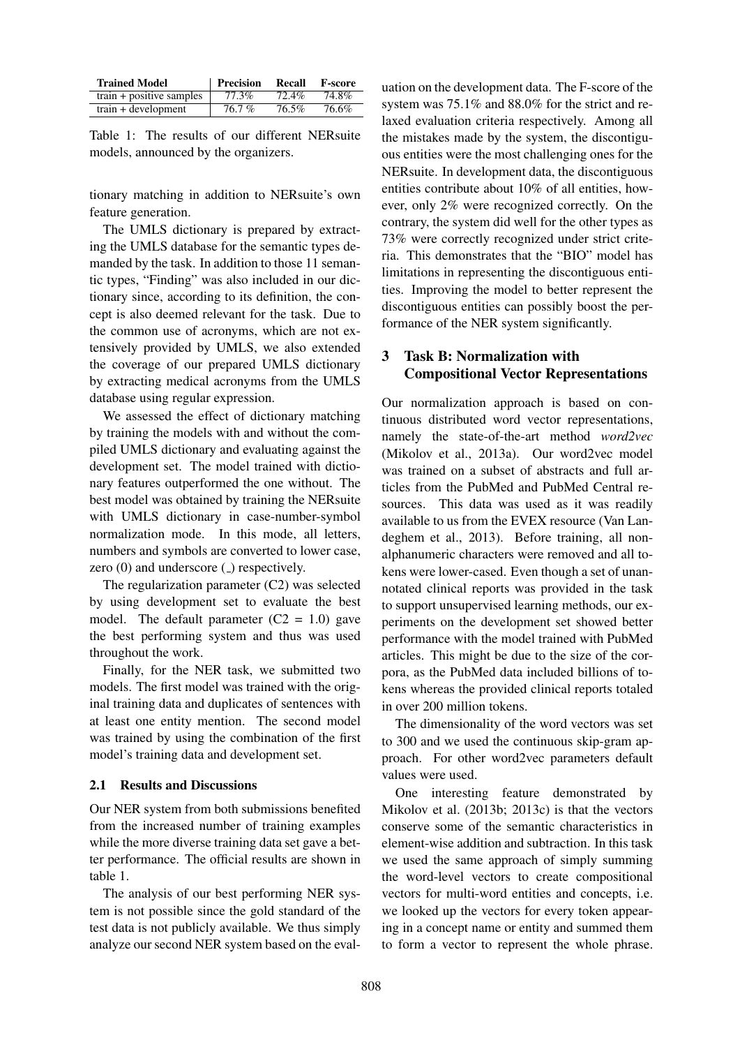| Trained Model | Precision | Recall | F-score |
|---|---|---|---|
| train + positive samples | 77.3% | 72.4% | 74.8% |
| train + development | 76.7 % | 76.5% | 76.6% |

Table 1: The results of our different NERsuite models, announced by the organizers.

tionary matching in addition to NERsuite's own feature generation.

The UMLS dictionary is prepared by extracting the UMLS database for the semantic types demanded by the task. In addition to those 11 semantic types, "Finding" was also included in our dictionary since, according to its definition, the concept is also deemed relevant for the task. Due to the common use of acronyms, which are not extensively provided by UMLS, we also extended the coverage of our prepared UMLS dictionary by extracting medical acronyms from the UMLS database using regular expression.

We assessed the effect of dictionary matching by training the models with and without the compiled UMLS dictionary and evaluating against the development set. The model trained with dictionary features outperformed the one without. The best model was obtained by training the NERsuite with UMLS dictionary in case-number-symbol normalization mode. In this mode, all letters, numbers and symbols are converted to lower case, zero (0) and underscore (_) respectively.

The regularization parameter (C2) was selected by using development set to evaluate the best model. The default parameter (C2 = 1.0) gave the best performing system and thus was used throughout the work.

Finally, for the NER task, we submitted two models. The first model was trained with the original training data and duplicates of sentences with at least one entity mention. The second model was trained by using the combination of the first model's training data and development set.

### 2.1 Results and Discussions

Our NER system from both submissions benefited from the increased number of training examples while the more diverse training data set gave a better performance. The official results are shown in table 1.

The analysis of our best performing NER system is not possible since the gold standard of the test data is not publicly available. We thus simply analyze our second NER system based on the evaluation on the development data. The F-score of the system was 75.1% and 88.0% for the strict and relaxed evaluation criteria respectively. Among all the mistakes made by the system, the discontiguous entities were the most challenging ones for the NERsuite. In development data, the discontiguous entities contribute about 10% of all entities, however, only 2% were recognized correctly. On the contrary, the system did well for the other types as 73% were correctly recognized under strict criteria. This demonstrates that the "BIO" model has limitations in representing the discontiguous entities. Improving the model to better represent the discontiguous entities can possibly boost the performance of the NER system significantly.

## 3 Task B: Normalization with Compositional Vector Representations

Our normalization approach is based on continuous distributed word vector representations, namely the state-of-the-art method *word2vec* (Mikolov et al., 2013a). Our word2vec model was trained on a subset of abstracts and full articles from the PubMed and PubMed Central resources. This data was used as it was readily available to us from the EVEX resource (Van Landeghem et al., 2013). Before training, all non-alphanumeric characters were removed and all tokens were lower-cased. Even though a set of unannotated clinical reports was provided in the task to support unsupervised learning methods, our experiments on the development set showed better performance with the model trained with PubMed articles. This might be due to the size of the corpora, as the PubMed data included billions of tokens whereas the provided clinical reports totaled in over 200 million tokens.

The dimensionality of the word vectors was set to 300 and we used the continuous skip-gram approach. For other word2vec parameters default values were used.

One interesting feature demonstrated by Mikolov et al. (2013b; 2013c) is that the vectors conserve some of the semantic characteristics in element-wise addition and subtraction. In this task we used the same approach of simply summing the word-level vectors to create compositional vectors for multi-word entities and concepts, i.e. we looked up the vectors for every token appearing in a concept name or entity and summed them to form a vector to represent the whole phrase.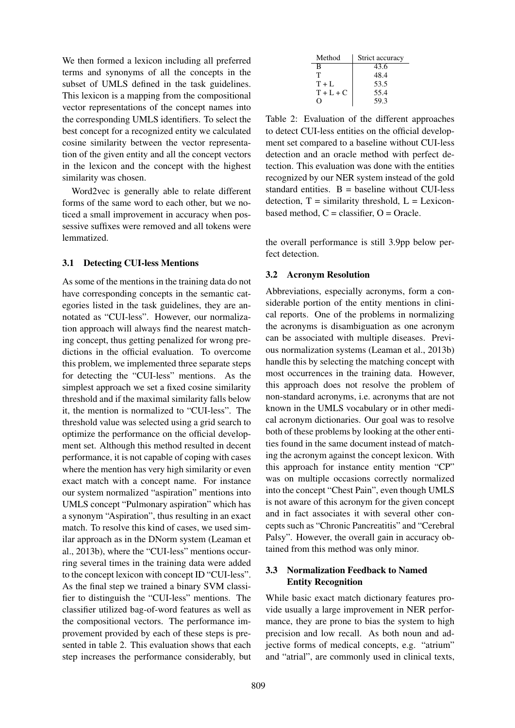We then formed a lexicon including all preferred terms and synonyms of all the concepts in the subset of UMLS defined in the task guidelines. This lexicon is a mapping from the compositional vector representations of the concept names into the corresponding UMLS identifiers. To select the best concept for a recognized entity we calculated cosine similarity between the vector representation of the given entity and all the concept vectors in the lexicon and the concept with the highest similarity was chosen.

Word2vec is generally able to relate different forms of the same word to each other, but we noticed a small improvement in accuracy when possessive suffixes were removed and all tokens were lemmatized.

### 3.1 Detecting CUI-less Mentions

As some of the mentions in the training data do not have corresponding concepts in the semantic categories listed in the task guidelines, they are annotated as "CUI-less". However, our normalization approach will always find the nearest matching concept, thus getting penalized for wrong predictions in the official evaluation. To overcome this problem, we implemented three separate steps for detecting the "CUI-less" mentions. As the simplest approach we set a fixed cosine similarity threshold and if the maximal similarity falls below it, the mention is normalized to "CUI-less". The threshold value was selected using a grid search to optimize the performance on the official development set. Although this method resulted in decent performance, it is not capable of coping with cases where the mention has very high similarity or even exact match with a concept name. For instance our system normalized "aspiration" mentions into UMLS concept "Pulmonary aspiration" which has a synonym "Aspiration", thus resulting in an exact match. To resolve this kind of cases, we used similar approach as in the DNorm system (Leaman et al., 2013b), where the "CUI-less" mentions occurring several times in the training data were added to the concept lexicon with concept ID "CUI-less". As the final step we trained a binary SVM classifier to distinguish the "CUI-less" mentions. The classifier utilized bag-of-word features as well as the compositional vectors. The performance improvement provided by each of these steps is presented in table 2. This evaluation shows that each step increases the performance considerably, but the overall performance is still 3.9pp below perfect detection.

| Method | Strict accuracy |
|---|---|
| B | 43.6 |
| T | 48.4 |
| T + L | 53.5 |
| T + L + C | 55.4 |
| O | 59.3 |

Table 2: Evaluation of the different approaches to detect CUI-less entities on the official development set compared to a baseline without CUI-less detection and an oracle method with perfect detection. This evaluation was done with the entities recognized by our NER system instead of the gold standard entities. B = baseline without CUI-less detection, T = similarity threshold, L = Lexicon-based method, C = classifier, O = Oracle.

### 3.2 Acronym Resolution

Abbreviations, especially acronyms, form a considerable portion of the entity mentions in clinical reports. One of the problems in normalizing the acronyms is disambiguation as one acronym can be associated with multiple diseases. Previous normalization systems (Leaman et al., 2013b) handle this by selecting the matching concept with most occurrences in the training data. However, this approach does not resolve the problem of non-standard acronyms, i.e. acronyms that are not known in the UMLS vocabulary or in other medical acronym dictionaries. Our goal was to resolve both of these problems by looking at the other entities found in the same document instead of matching the acronym against the concept lexicon. With this approach for instance entity mention "CP" was on multiple occasions correctly normalized into the concept "Chest Pain", even though UMLS is not aware of this acronym for the given concept and in fact associates it with several other concepts such as "Chronic Pancreatitis" and "Cerebral Palsy". However, the overall gain in accuracy obtained from this method was only minor.

### 3.3 Normalization Feedback to Named Entity Recognition

While basic exact match dictionary features provide usually a large improvement in NER performance, they are prone to bias the system to high precision and low recall. As both noun and adjective forms of medical concepts, e.g. "atrium" and "atrial", are commonly used in clinical texts,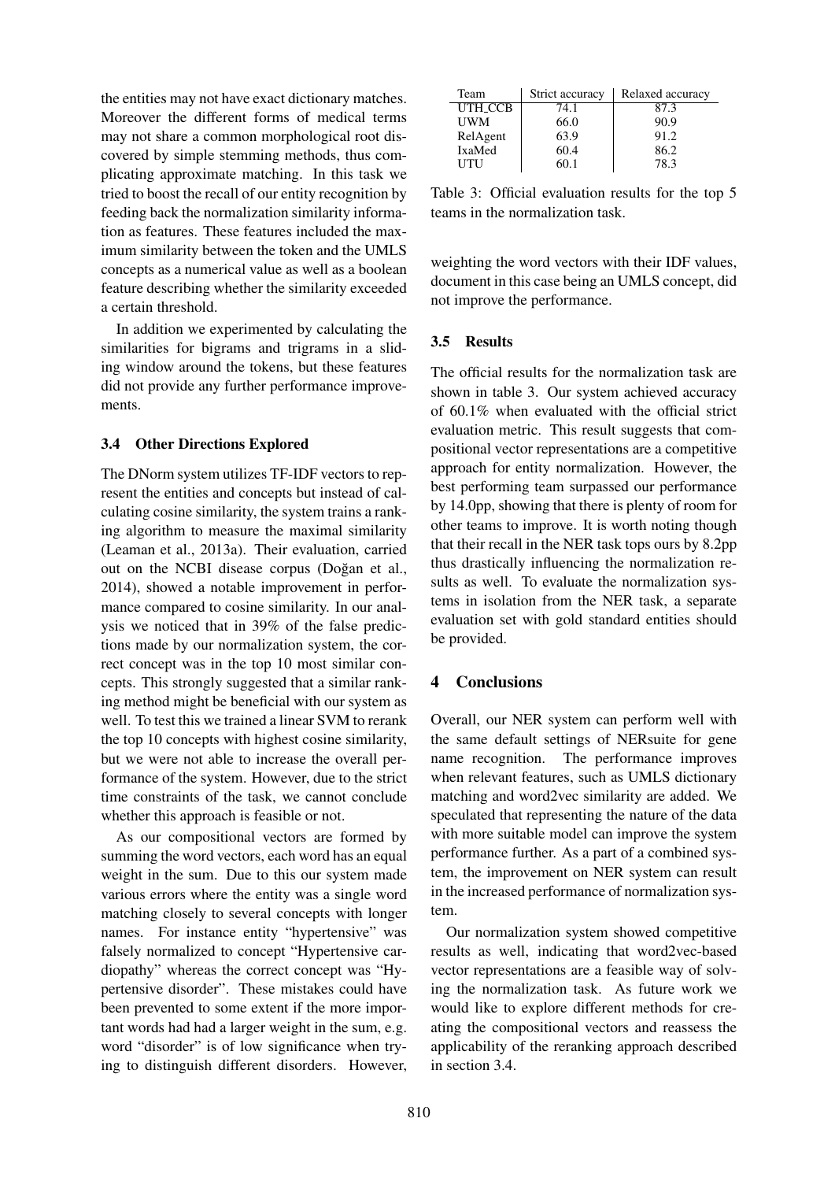the entities may not have exact dictionary matches. Moreover the different forms of medical terms may not share a common morphological root discovered by simple stemming methods, thus complicating approximate matching. In this task we tried to boost the recall of our entity recognition by feeding back the normalization similarity information as features. These features included the maximum similarity between the token and the UMLS concepts as a numerical value as well as a boolean feature describing whether the similarity exceeded a certain threshold.

In addition we experimented by calculating the similarities for bigrams and trigrams in a sliding window around the tokens, but these features did not provide any further performance improvements.

### 3.4 Other Directions Explored

The DNorm system utilizes TF-IDF vectors to represent the entities and concepts but instead of calculating cosine similarity, the system trains a ranking algorithm to measure the maximal similarity (Leaman et al., 2013a). Their evaluation, carried out on the NCBI disease corpus (Doğan et al., 2014), showed a notable improvement in performance compared to cosine similarity. In our analysis we noticed that in 39% of the false predictions made by our normalization system, the correct concept was in the top 10 most similar concepts. This strongly suggested that a similar ranking method might be beneficial with our system as well. To test this we trained a linear SVM to rerank the top 10 concepts with highest cosine similarity, but we were not able to increase the overall performance of the system. However, due to the strict time constraints of the task, we cannot conclude whether this approach is feasible or not.

As our compositional vectors are formed by summing the word vectors, each word has an equal weight in the sum. Due to this our system made various errors where the entity was a single word matching closely to several concepts with longer names. For instance entity "hypertensive" was falsely normalized to concept "Hypertensive cardiopathy" whereas the correct concept was "Hypertensive disorder". These mistakes could have been prevented to some extent if the more important words had had a larger weight in the sum, e.g. word "disorder" is of low significance when trying to distinguish different disorders. However, weighting the word vectors with their IDF values, document in this case being an UMLS concept, did not improve the performance.

| Team | Strict accuracy | Relaxed accuracy |
|---|---|---|
| UTH_CCB | 74.1 | 87.3 |
| UWM | 66.0 | 90.9 |
| RelAgent | 63.9 | 91.2 |
| IxaMed | 60.4 | 86.2 |
| UTU | 60.1 | 78.3 |

Table 3: Official evaluation results for the top 5 teams in the normalization task.

### 3.5 Results

The official results for the normalization task are shown in table 3. Our system achieved accuracy of 60.1% when evaluated with the official strict evaluation metric. This result suggests that compositional vector representations are a competitive approach for entity normalization. However, the best performing team surpassed our performance by 14.0pp, showing that there is plenty of room for other teams to improve. It is worth noting though that their recall in the NER task tops ours by 8.2pp thus drastically influencing the normalization results as well. To evaluate the normalization systems in isolation from the NER task, a separate evaluation set with gold standard entities should be provided.

## 4 Conclusions

Overall, our NER system can perform well with the same default settings of NERsuite for gene name recognition. The performance improves when relevant features, such as UMLS dictionary matching and word2vec similarity are added. We speculated that representing the nature of the data with more suitable model can improve the system performance further. As a part of a combined system, the improvement on NER system can result in the increased performance of normalization system.

Our normalization system showed competitive results as well, indicating that word2vec-based vector representations are a feasible way of solving the normalization task. As future work we would like to explore different methods for creating the compositional vectors and reassess the applicability of the reranking approach described in section 3.4.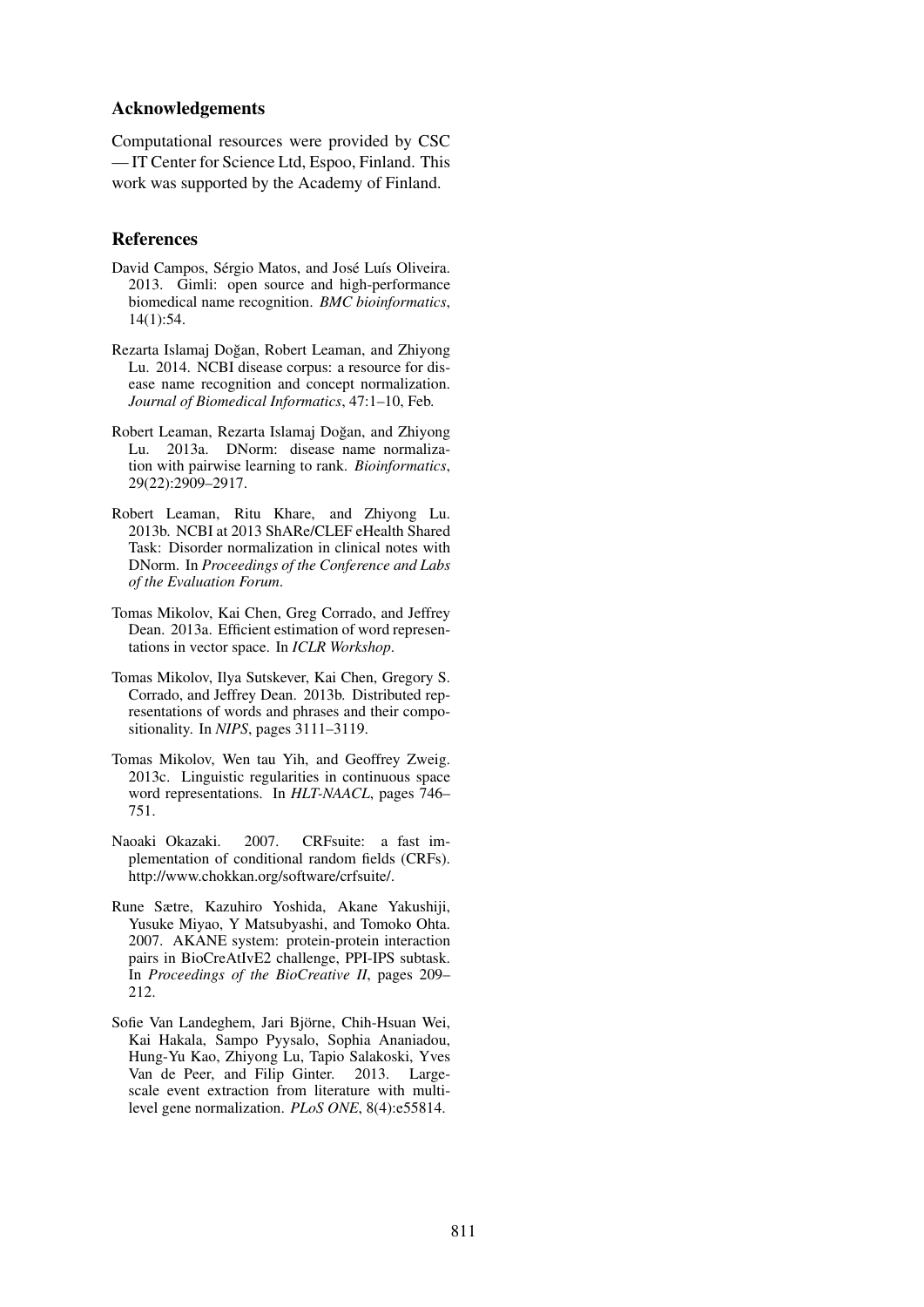## Acknowledgements

Computational resources were provided by CSC — IT Center for Science Ltd, Espoo, Finland. This work was supported by the Academy of Finland.

## References

David Campos, Sérgio Matos, and José Luís Oliveira. 2013. Gimli: open source and high-performance biomedical name recognition. *BMC bioinformatics*, 14(1):54.

Rezarta Islamaj Doğan, Robert Leaman, and Zhiyong Lu. 2014. NCBI disease corpus: a resource for disease name recognition and concept normalization. *Journal of Biomedical Informatics*, 47:1–10, Feb.

Robert Leaman, Rezarta Islamaj Doğan, and Zhiyong Lu. 2013a. DNorm: disease name normalization with pairwise learning to rank. *Bioinformatics*, 29(22):2909–2917.

Robert Leaman, Ritu Khare, and Zhiyong Lu. 2013b. NCBI at 2013 ShARe/CLEF eHealth Shared Task: Disorder normalization in clinical notes with DNorm. In *Proceedings of the Conference and Labs of the Evaluation Forum*.

Tomas Mikolov, Kai Chen, Greg Corrado, and Jeffrey Dean. 2013a. Efficient estimation of word representations in vector space. In *ICLR Workshop*.

Tomas Mikolov, Ilya Sutskever, Kai Chen, Gregory S. Corrado, and Jeffrey Dean. 2013b. Distributed representations of words and phrases and their compositionality. In *NIPS*, pages 3111–3119.

Tomas Mikolov, Wen tau Yih, and Geoffrey Zweig. 2013c. Linguistic regularities in continuous space word representations. In *HLT-NAACL*, pages 746–751.

Naoaki Okazaki. 2007. CRFsuite: a fast implementation of conditional random fields (CRFs). http://www.chokkan.org/software/crfsuite/.

Rune Sætre, Kazuhiro Yoshida, Akane Yakushiji, Yusuke Miyao, Y Matsubyashi, and Tomoko Ohta. 2007. AKANE system: protein-protein interaction pairs in BioCreAtIvE2 challenge, PPI-IPS subtask. In *Proceedings of the BioCreative II*, pages 209–212.

Sofie Van Landeghem, Jari Björne, Chih-Hsuan Wei, Kai Hakala, Sampo Pyysalo, Sophia Ananiadou, Hung-Yu Kao, Zhiyong Lu, Tapio Salakoski, Yves Van de Peer, and Filip Ginter. 2013. Large-scale event extraction from literature with multi-level gene normalization. *PLoS ONE*, 8(4):e55814.